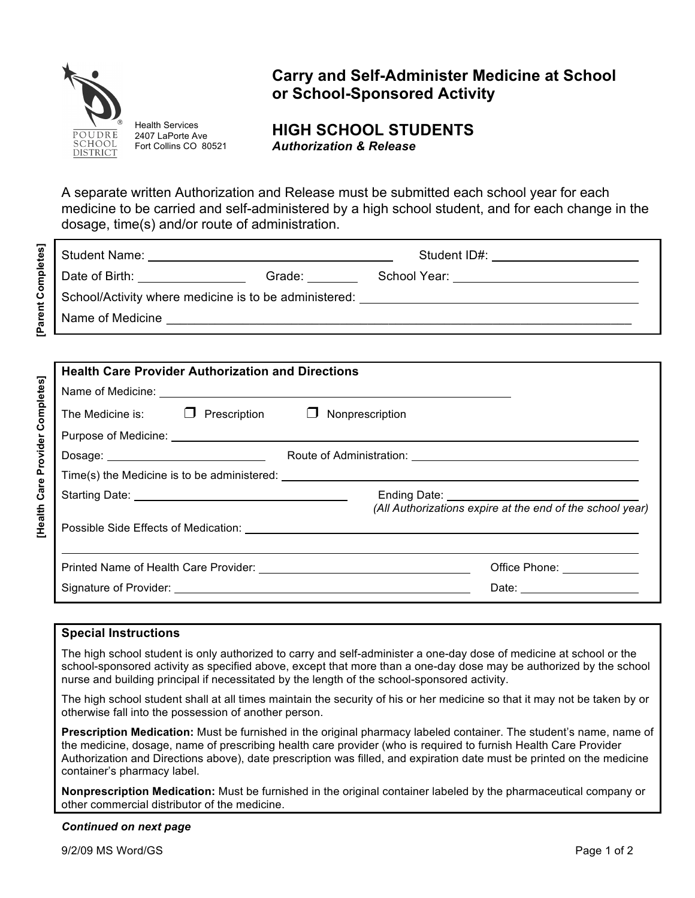POUDRE SCHOOL DISTRICT

Health Services
2407 LaPorte Ave
Fort Collins CO 80521

# Carry and Self-Administer Medicine at School or School-Sponsored Activity

## HIGH SCHOOL STUDENTS

***Authorization & Release***

A separate written Authorization and Release must be submitted each school year for each medicine to be carried and self-administered by a high school student, and for each change in the dosage, time(s) and/or route of administration.

**[Parent Completes]**

Student Name: ______________________________ Student ID#: ____________________

Date of Birth: ______________ Grade: ________ School Year: ______________________

School/Activity where medicine is to be administered: ______________________________

Name of Medicine ____________________________________________________________

**[Health Care Provider Completes]**

**Health Care Provider Authorization and Directions**

Name of Medicine: ______________________________________________

The Medicine is: ☐ Prescription ☐ Nonprescription

Purpose of Medicine: ______________________________________________

Dosage: ____________________ Route of Administration: ______________________________

Time(s) the Medicine is to be administered: ______________________________

Starting Date: ____________________________ Ending Date: ______________________________
*(All Authorizations expire at the end of the school year)*

Possible Side Effects of Medication: ______________________________________________

______________________________________________________________________

Printed Name of Health Care Provider: ____________________________ Office Phone: ____________

Signature of Provider: ________________________________________ Date: ________________

**Special Instructions**

The high school student is only authorized to carry and self-administer a one-day dose of medicine at school or the school-sponsored activity as specified above, except that more than a one-day dose may be authorized by the school nurse and building principal if necessitated by the length of the school-sponsored activity.

The high school student shall at all times maintain the security of his or her medicine so that it may not be taken by or otherwise fall into the possession of another person.

**Prescription Medication:** Must be furnished in the original pharmacy labeled container. The student's name, name of the medicine, dosage, name of prescribing health care provider (who is required to furnish Health Care Provider Authorization and Directions above), date prescription was filled, and expiration date must be printed on the medicine container's pharmacy label.

**Nonprescription Medication:** Must be furnished in the original container labeled by the pharmaceutical company or other commercial distributor of the medicine.

***Continued on next page***

9/2/09 MS Word/GS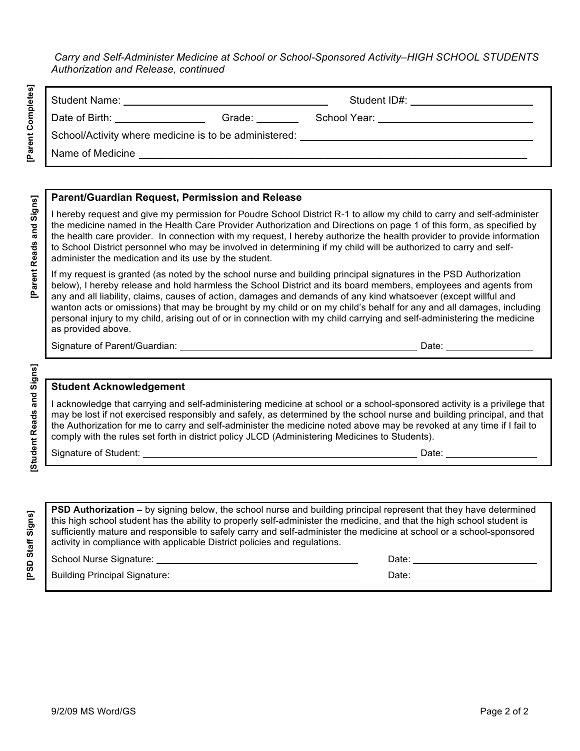*Carry and Self-Administer Medicine at School or School-Sponsored Activity–HIGH SCHOOL STUDENTS Authorization and Release, continued*

[Parent Completes]

Student Name: ______________________ Student ID#: ______________________

Date of Birth: ______________ Grade: ________ School Year: ______________________

School/Activity where medicine is to be administered: ______________________

Name of Medicine ______________________

[Parent Reads and Signs]

**Parent/Guardian Request, Permission and Release**

I hereby request and give my permission for Poudre School District R-1 to allow my child to carry and self-administer the medicine named in the Health Care Provider Authorization and Directions on page 1 of this form, as specified by the health care provider. In connection with my request, I hereby authorize the health provider to provide information to School District personnel who may be involved in determining if my child will be authorized to carry and self-administer the medication and its use by the student.

If my request is granted (as noted by the school nurse and building principal signatures in the PSD Authorization below), I hereby release and hold harmless the School District and its board members, employees and agents from any and all liability, claims, causes of action, damages and demands of any kind whatsoever (except willful and wanton acts or omissions) that may be brought by my child or on my child's behalf for any and all damages, including personal injury to my child, arising out of or in connection with my child carrying and self-administering the medicine as provided above.

Signature of Parent/Guardian: ______________________ Date: ______________

[Student Reads and Signs]

**Student Acknowledgement**

I acknowledge that carrying and self-administering medicine at school or a school-sponsored activity is a privilege that may be lost if not exercised responsibly and safely, as determined by the school nurse and building principal, and that the Authorization for me to carry and self-administer the medicine noted above may be revoked at any time if I fail to comply with the rules set forth in district policy JLCD (Administering Medicines to Students).

Signature of Student: ______________________ Date: ______________

[PSD Staff Signs]

**PSD Authorization –** by signing below, the school nurse and building principal represent that they have determined this high school student has the ability to properly self-administer the medicine, and that the high school student is sufficiently mature and responsible to safely carry and self-administer the medicine at school or a school-sponsored activity in compliance with applicable District policies and regulations.

School Nurse Signature: ______________________ Date: ______________

Building Principal Signature: ______________________ Date: ______________

9/2/09 MS Word/GS